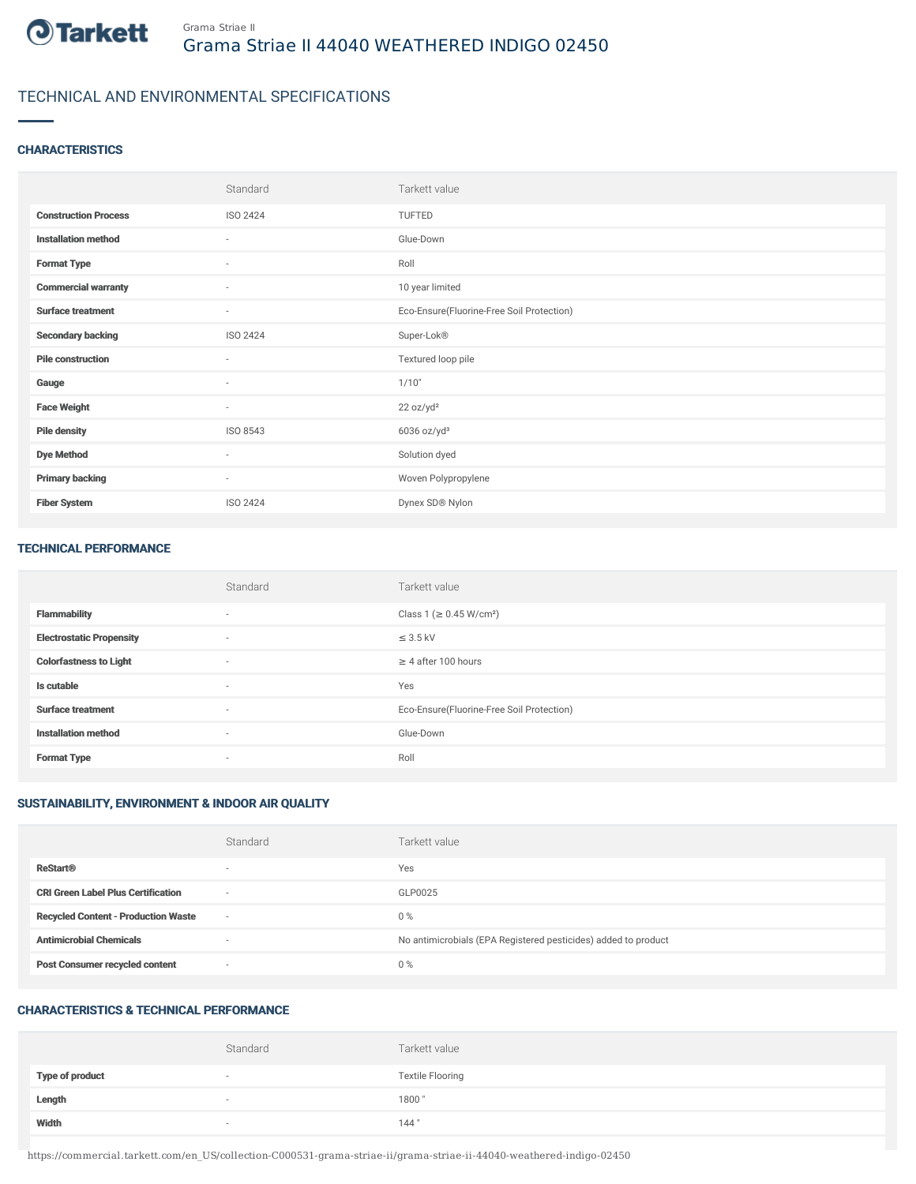Grama Striae II

# Grama Striae II 44040 WEATHERED INDIGO 02450

## TECHNICAL AND ENVIRONMENTAL SPECIFICATIONS

### CHARACTERISTICS

| | Standard | Tarkett value |
|---|---|---|
| **Construction Process** | ISO 2424 | TUFTED |
| **Installation method** | - | Glue-Down |
| **Format Type** | - | Roll |
| **Commercial warranty** | - | 10 year limited |
| **Surface treatment** | - | Eco-Ensure(Fluorine-Free Soil Protection) |
| **Secondary backing** | ISO 2424 | Super-Lok® |
| **Pile construction** | - | Textured loop pile |
| **Gauge** | - | 1/10" |
| **Face Weight** | - | 22 oz/yd² |
| **Pile density** | ISO 8543 | 6036 oz/yd³ |
| **Dye Method** | - | Solution dyed |
| **Primary backing** | - | Woven Polypropylene |
| **Fiber System** | ISO 2424 | Dynex SD® Nylon |

### TECHNICAL PERFORMANCE

| | Standard | Tarkett value |
|---|---|---|
| **Flammability** | - | Class 1 (≥ 0.45 W/cm²) |
| **Electrostatic Propensity** | - | ≤ 3.5 kV |
| **Colorfastness to Light** | - | ≥ 4 after 100 hours |
| **Is cutable** | - | Yes |
| **Surface treatment** | - | Eco-Ensure(Fluorine-Free Soil Protection) |
| **Installation method** | - | Glue-Down |
| **Format Type** | - | Roll |

### SUSTAINABILITY, ENVIRONMENT & INDOOR AIR QUALITY

| | Standard | Tarkett value |
|---|---|---|
| **ReStart®** | - | Yes |
| **CRI Green Label Plus Certification** | - | GLP0025 |
| **Recycled Content - Production Waste** | - | 0 % |
| **Antimicrobial Chemicals** | - | No antimicrobials (EPA Registered pesticides) added to product |
| **Post Consumer recycled content** | - | 0 % |

### CHARACTERISTICS & TECHNICAL PERFORMANCE

| | Standard | Tarkett value |
|---|---|---|
| **Type of product** | - | Textile Flooring |
| **Length** | - | 1800 " |
| **Width** | - | 144 " |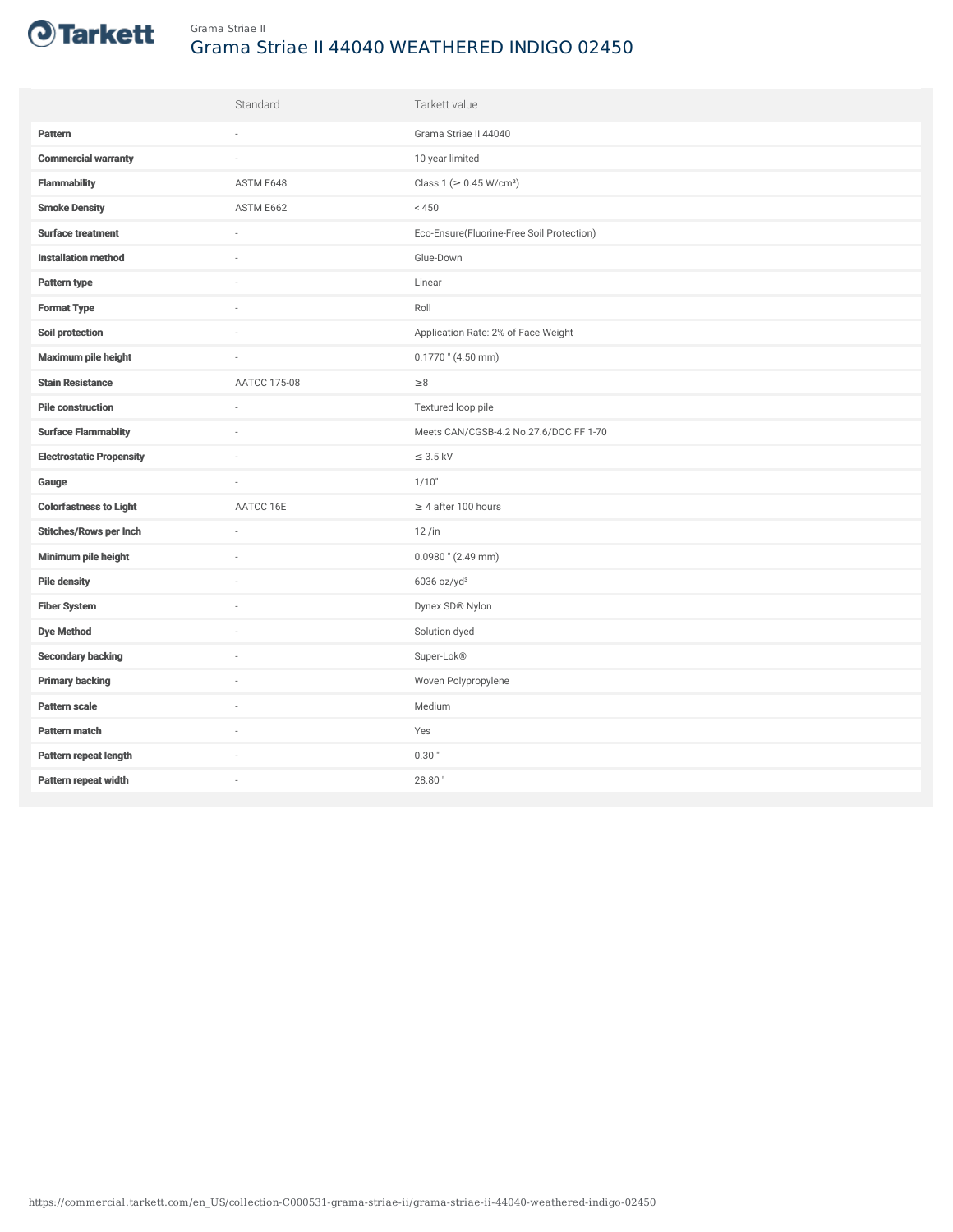Grama Striae II

# Grama Striae II 44040 WEATHERED INDIGO 02450

| | Standard | Tarkett value |
|---|---|---|
| **Pattern** | - | Grama Striae II 44040 |
| **Commercial warranty** | - | 10 year limited |
| **Flammability** | ASTM E648 | Class 1 (≥ 0.45 W/cm²) |
| **Smoke Density** | ASTM E662 | < 450 |
| **Surface treatment** | - | Eco-Ensure(Fluorine-Free Soil Protection) |
| **Installation method** | - | Glue-Down |
| **Pattern type** | - | Linear |
| **Format Type** | - | Roll |
| **Soil protection** | - | Application Rate: 2% of Face Weight |
| **Maximum pile height** | - | 0.1770 " (4.50 mm) |
| **Stain Resistance** | AATCC 175-08 | ≥8 |
| **Pile construction** | - | Textured loop pile |
| **Surface Flammablity** | - | Meets CAN/CGSB-4.2 No.27.6/DOC FF 1-70 |
| **Electrostatic Propensity** | - | ≤ 3.5 kV |
| **Gauge** | - | 1/10" |
| **Colorfastness to Light** | AATCC 16E | ≥ 4 after 100 hours |
| **Stitches/Rows per Inch** | - | 12 /in |
| **Minimum pile height** | - | 0.0980 " (2.49 mm) |
| **Pile density** | - | 6036 oz/yd³ |
| **Fiber System** | - | Dynex SD® Nylon |
| **Dye Method** | - | Solution dyed |
| **Secondary backing** | - | Super-Lok® |
| **Primary backing** | - | Woven Polypropylene |
| **Pattern scale** | - | Medium |
| **Pattern match** | - | Yes |
| **Pattern repeat length** | - | 0.30 " |
| **Pattern repeat width** | - | 28.80 " |